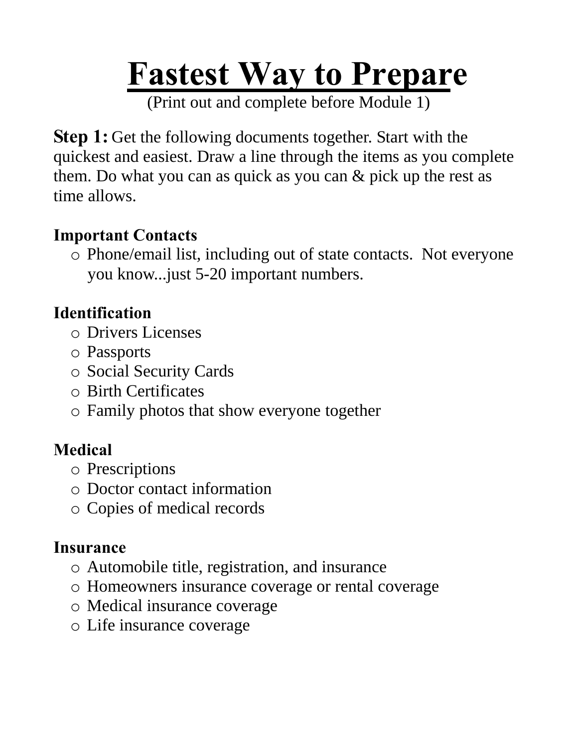# Fastest Way to Prepare

(Print out and complete before Module 1)

**Step 1:** Get the following documents together. Start with the quickest and easiest. Draw a line through the items as you complete them. Do what you can as quick as you can & pick up the rest as time allows.

**Important Contacts**

- Phone/email list, including out of state contacts. Not everyone you know...just 5-20 important numbers.

**Identification**

- Drivers Licenses
- Passports
- Social Security Cards
- Birth Certificates
- Family photos that show everyone together

**Medical**

- Prescriptions
- Doctor contact information
- Copies of medical records

**Insurance**

- Automobile title, registration, and insurance
- Homeowners insurance coverage or rental coverage
- Medical insurance coverage
- Life insurance coverage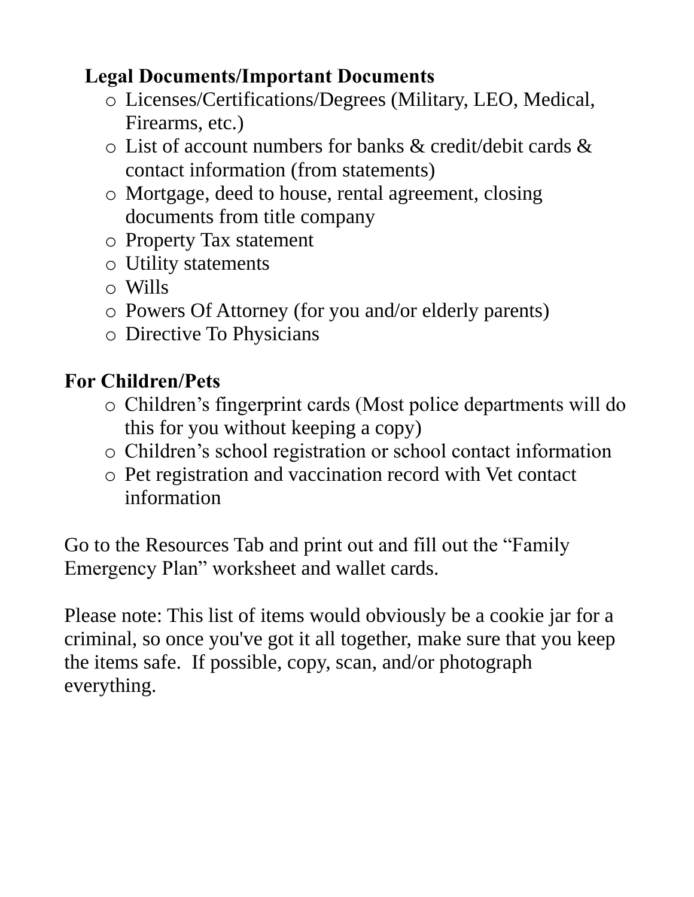**Legal Documents/Important Documents**

- Licenses/Certifications/Degrees (Military, LEO, Medical, Firearms, etc.)
- List of account numbers for banks & credit/debit cards & contact information (from statements)
- Mortgage, deed to house, rental agreement, closing documents from title company
- Property Tax statement
- Utility statements
- Wills
- Powers Of Attorney (for you and/or elderly parents)
- Directive To Physicians

**For Children/Pets**

- Children's fingerprint cards (Most police departments will do this for you without keeping a copy)
- Children's school registration or school contact information
- Pet registration and vaccination record with Vet contact information

Go to the Resources Tab and print out and fill out the "Family Emergency Plan" worksheet and wallet cards.

Please note: This list of items would obviously be a cookie jar for a criminal, so once you've got it all together, make sure that you keep the items safe. If possible, copy, scan, and/or photograph everything.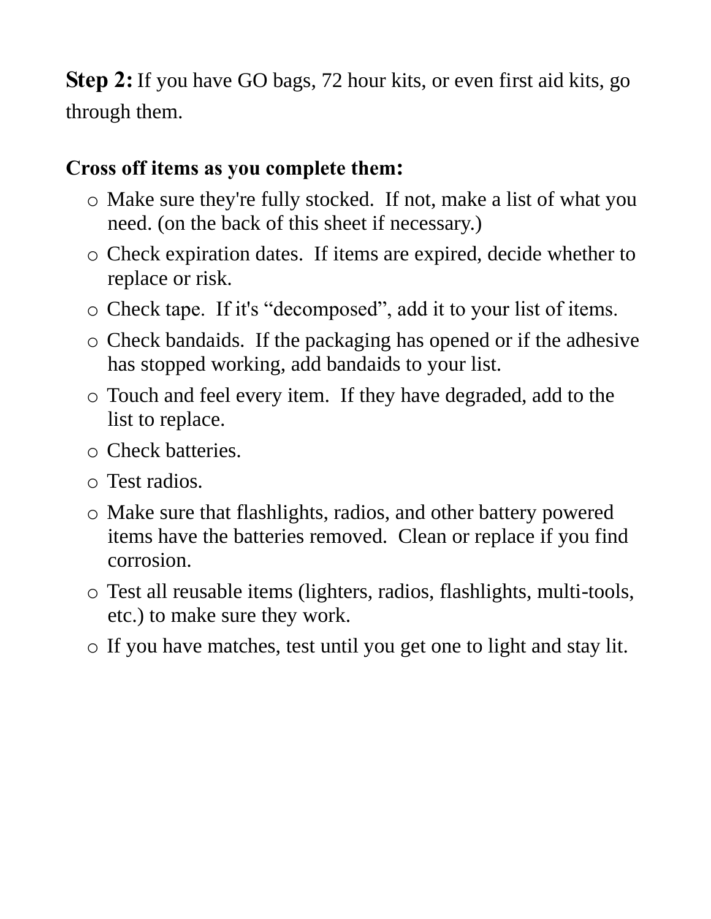**Step 2:** If you have GO bags, 72 hour kits, or even first aid kits, go through them.

**Cross off items as you complete them:**

- Make sure they're fully stocked. If not, make a list of what you need. (on the back of this sheet if necessary.)
- Check expiration dates. If items are expired, decide whether to replace or risk.
- Check tape. If it's "decomposed", add it to your list of items.
- Check bandaids. If the packaging has opened or if the adhesive has stopped working, add bandaids to your list.
- Touch and feel every item. If they have degraded, add to the list to replace.
- Check batteries.
- Test radios.
- Make sure that flashlights, radios, and other battery powered items have the batteries removed. Clean or replace if you find corrosion.
- Test all reusable items (lighters, radios, flashlights, multi-tools, etc.) to make sure they work.
- If you have matches, test until you get one to light and stay lit.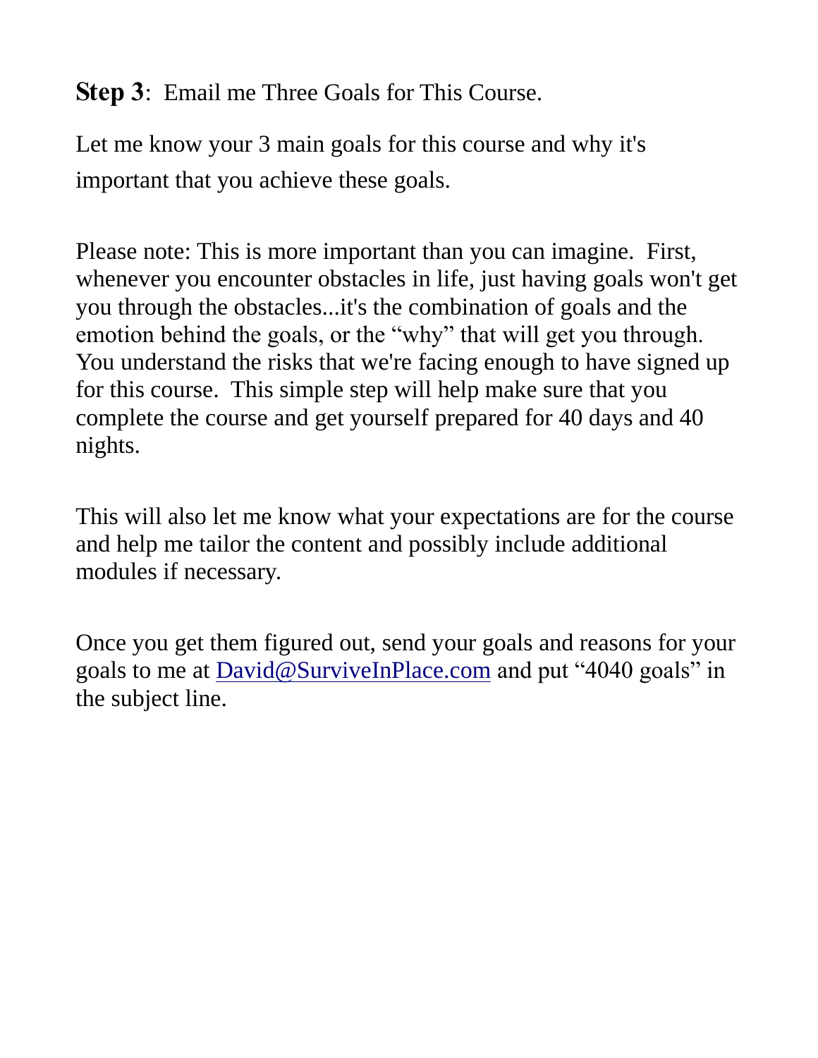**Step 3**: Email me Three Goals for This Course.

Let me know your 3 main goals for this course and why it's important that you achieve these goals.

Please note: This is more important than you can imagine. First, whenever you encounter obstacles in life, just having goals won't get you through the obstacles...it's the combination of goals and the emotion behind the goals, or the "why" that will get you through. You understand the risks that we're facing enough to have signed up for this course. This simple step will help make sure that you complete the course and get yourself prepared for 40 days and 40 nights.

This will also let me know what your expectations are for the course and help me tailor the content and possibly include additional modules if necessary.

Once you get them figured out, send your goals and reasons for your goals to me at David@SurviveInPlace.com and put "4040 goals" in the subject line.